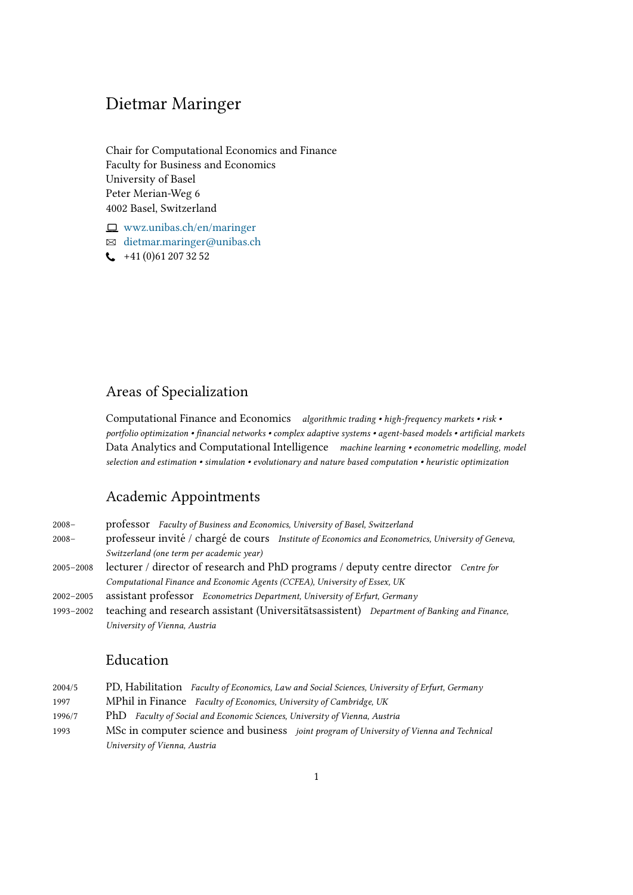# Dietmar Maringer

Chair for Computational Economics and Finance
Faculty for Business and Economics
University of Basel
Peter Merian-Weg 6
4002 Basel, Switzerland

wwz.unibas.ch/en/maringer
dietmar.maringer@unibas.ch
+41 (0)61 207 32 52

## Areas of Specialization

Computational Finance and Economics *algorithmic trading • high-frequency markets • risk • portfolio optimization • financial networks • complex adaptive systems • agent-based models • artificial markets*

Data Analytics and Computational Intelligence *machine learning • econometric modelling, model selection and estimation • simulation • evolutionary and nature based computation • heuristic optimization*

## Academic Appointments

2008– professor *Faculty of Business and Economics, University of Basel, Switzerland*

2008– professeur invité / chargé de cours *Institute of Economics and Econometrics, University of Geneva, Switzerland (one term per academic year)*

2005–2008 lecturer / director of research and PhD programs / deputy centre director *Centre for Computational Finance and Economic Agents (CCFEA), University of Essex, UK*

2002–2005 assistant professor *Econometrics Department, University of Erfurt, Germany*

1993–2002 teaching and research assistant (Universitätsassistent) *Department of Banking and Finance, University of Vienna, Austria*

## Education

2004/5 PD, Habilitation *Faculty of Economics, Law and Social Sciences, University of Erfurt, Germany*

1997 MPhil in Finance *Faculty of Economics, University of Cambridge, UK*

1996/7 PhD *Faculty of Social and Economic Sciences, University of Vienna, Austria*

1993 MSc in computer science and business *joint program of University of Vienna and Technical University of Vienna, Austria*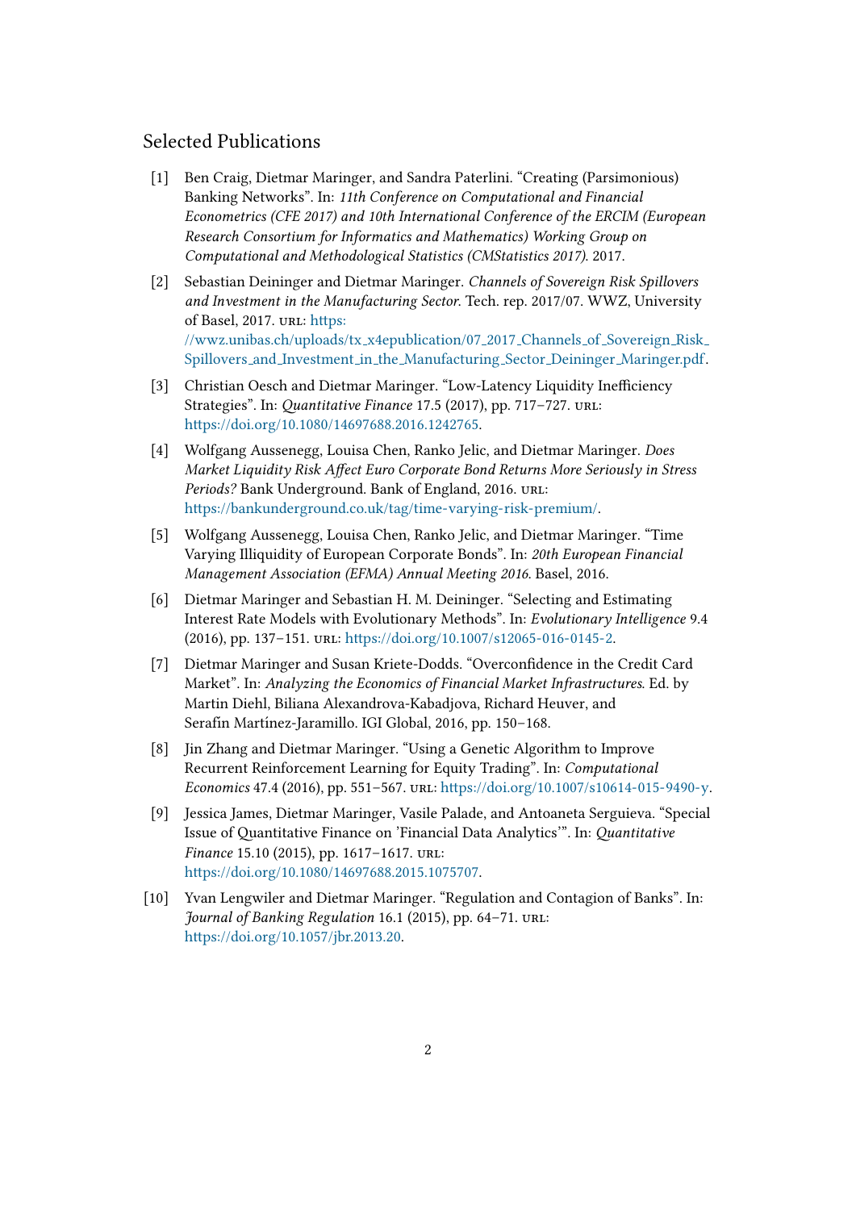## Selected Publications

[1] Ben Craig, Dietmar Maringer, and Sandra Paterlini. "Creating (Parsimonious) Banking Networks". In: *11th Conference on Computational and Financial Econometrics (CFE 2017) and 10th International Conference of the ERCIM (European Research Consortium for Informatics and Mathematics) Working Group on Computational and Methodological Statistics (CMStatistics 2017)*. 2017.

[2] Sebastian Deininger and Dietmar Maringer. *Channels of Sovereign Risk Spillovers and Investment in the Manufacturing Sector*. Tech. rep. 2017/07. WWZ, University of Basel, 2017. URL: https://wwz.unibas.ch/uploads/tx_x4epublication/07_2017_Channels_of_Sovereign_Risk_Spillovers_and_Investment_in_the_Manufacturing_Sector_Deininger_Maringer.pdf.

[3] Christian Oesch and Dietmar Maringer. "Low-Latency Liquidity Inefficiency Strategies". In: *Quantitative Finance* 17.5 (2017), pp. 717–727. URL: https://doi.org/10.1080/14697688.2016.1242765.

[4] Wolfgang Aussenegg, Louisa Chen, Ranko Jelic, and Dietmar Maringer. *Does Market Liquidity Risk Affect Euro Corporate Bond Returns More Seriously in Stress Periods?* Bank Underground. Bank of England, 2016. URL: https://bankunderground.co.uk/tag/time-varying-risk-premium/.

[5] Wolfgang Aussenegg, Louisa Chen, Ranko Jelic, and Dietmar Maringer. "Time Varying Illiquidity of European Corporate Bonds". In: *20th European Financial Management Association (EFMA) Annual Meeting 2016*. Basel, 2016.

[6] Dietmar Maringer and Sebastian H. M. Deininger. "Selecting and Estimating Interest Rate Models with Evolutionary Methods". In: *Evolutionary Intelligence* 9.4 (2016), pp. 137–151. URL: https://doi.org/10.1007/s12065-016-0145-2.

[7] Dietmar Maringer and Susan Kriete-Dodds. "Overconfidence in the Credit Card Market". In: *Analyzing the Economics of Financial Market Infrastructures*. Ed. by Martin Diehl, Biliana Alexandrova-Kabadjova, Richard Heuver, and Serafín Martínez-Jaramillo. IGI Global, 2016, pp. 150–168.

[8] Jin Zhang and Dietmar Maringer. "Using a Genetic Algorithm to Improve Recurrent Reinforcement Learning for Equity Trading". In: *Computational Economics* 47.4 (2016), pp. 551–567. URL: https://doi.org/10.1007/s10614-015-9490-y.

[9] Jessica James, Dietmar Maringer, Vasile Palade, and Antoaneta Serguieva. "Special Issue of Quantitative Finance on 'Financial Data Analytics'". In: *Quantitative Finance* 15.10 (2015), pp. 1617–1617. URL: https://doi.org/10.1080/14697688.2015.1075707.

[10] Yvan Lengwiler and Dietmar Maringer. "Regulation and Contagion of Banks". In: *Journal of Banking Regulation* 16.1 (2015), pp. 64–71. URL: https://doi.org/10.1057/jbr.2013.20.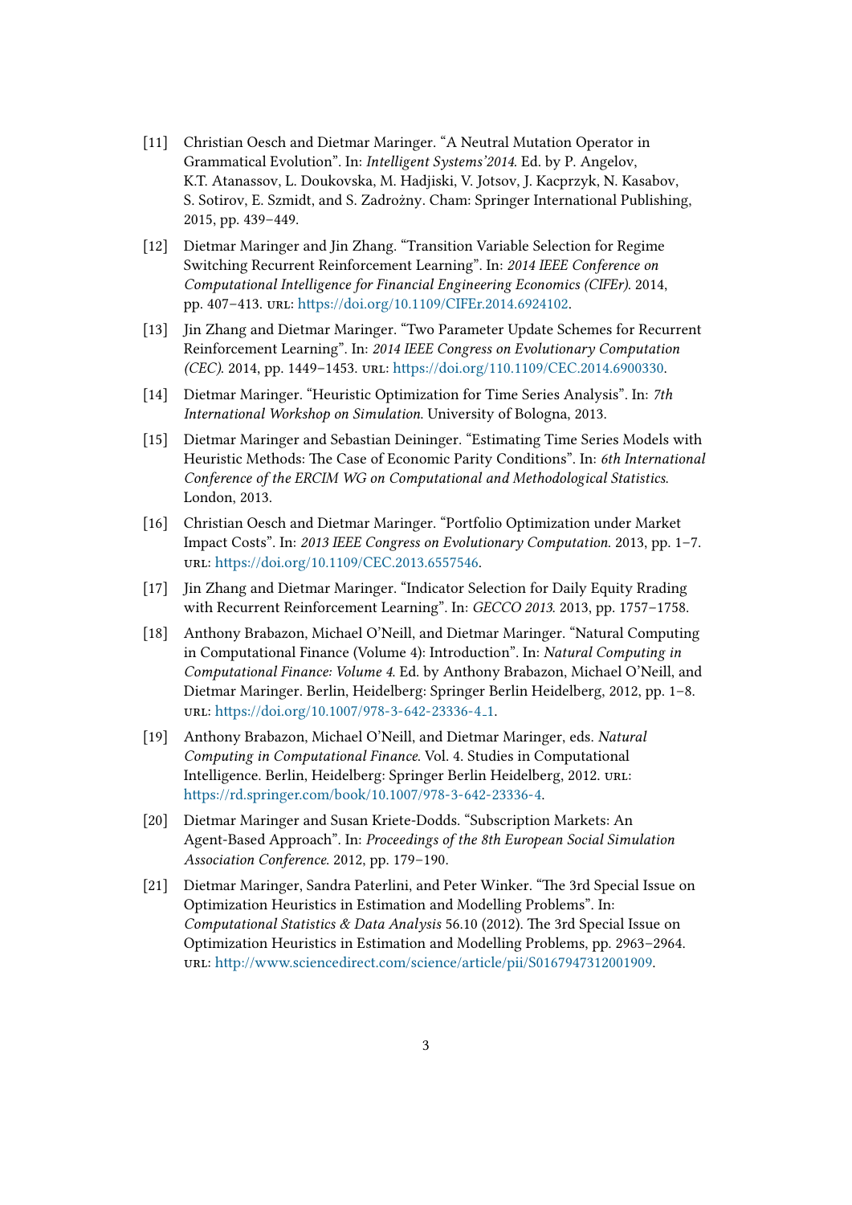[11] Christian Oesch and Dietmar Maringer. "A Neutral Mutation Operator in Grammatical Evolution". In: *Intelligent Systems'2014*. Ed. by P. Angelov, K.T. Atanassov, L. Doukovska, M. Hadjiski, V. Jotsov, J. Kacprzyk, N. Kasabov, S. Sotirov, E. Szmidt, and S. Zadrożny. Cham: Springer International Publishing, 2015, pp. 439–449.

[12] Dietmar Maringer and Jin Zhang. "Transition Variable Selection for Regime Switching Recurrent Reinforcement Learning". In: *2014 IEEE Conference on Computational Intelligence for Financial Engineering Economics (CIFEr)*. 2014, pp. 407–413. URL: https://doi.org/10.1109/CIFEr.2014.6924102.

[13] Jin Zhang and Dietmar Maringer. "Two Parameter Update Schemes for Recurrent Reinforcement Learning". In: *2014 IEEE Congress on Evolutionary Computation (CEC)*. 2014, pp. 1449–1453. URL: https://doi.org/110.1109/CEC.2014.6900330.

[14] Dietmar Maringer. "Heuristic Optimization for Time Series Analysis". In: *7th International Workshop on Simulation*. University of Bologna, 2013.

[15] Dietmar Maringer and Sebastian Deininger. "Estimating Time Series Models with Heuristic Methods: The Case of Economic Parity Conditions". In: *6th International Conference of the ERCIM WG on Computational and Methodological Statistics*. London, 2013.

[16] Christian Oesch and Dietmar Maringer. "Portfolio Optimization under Market Impact Costs". In: *2013 IEEE Congress on Evolutionary Computation*. 2013, pp. 1–7. URL: https://doi.org/10.1109/CEC.2013.6557546.

[17] Jin Zhang and Dietmar Maringer. "Indicator Selection for Daily Equity Rrading with Recurrent Reinforcement Learning". In: *GECCO 2013*. 2013, pp. 1757–1758.

[18] Anthony Brabazon, Michael O'Neill, and Dietmar Maringer. "Natural Computing in Computational Finance (Volume 4): Introduction". In: *Natural Computing in Computational Finance: Volume 4*. Ed. by Anthony Brabazon, Michael O'Neill, and Dietmar Maringer. Berlin, Heidelberg: Springer Berlin Heidelberg, 2012, pp. 1–8. URL: https://doi.org/10.1007/978-3-642-23336-4_1.

[19] Anthony Brabazon, Michael O'Neill, and Dietmar Maringer, eds. *Natural Computing in Computational Finance*. Vol. 4. Studies in Computational Intelligence. Berlin, Heidelberg: Springer Berlin Heidelberg, 2012. URL: https://rd.springer.com/book/10.1007/978-3-642-23336-4.

[20] Dietmar Maringer and Susan Kriete-Dodds. "Subscription Markets: An Agent-Based Approach". In: *Proceedings of the 8th European Social Simulation Association Conference*. 2012, pp. 179–190.

[21] Dietmar Maringer, Sandra Paterlini, and Peter Winker. "The 3rd Special Issue on Optimization Heuristics in Estimation and Modelling Problems". In: *Computational Statistics & Data Analysis* 56.10 (2012). The 3rd Special Issue on Optimization Heuristics in Estimation and Modelling Problems, pp. 2963–2964. URL: http://www.sciencedirect.com/science/article/pii/S0167947312001909.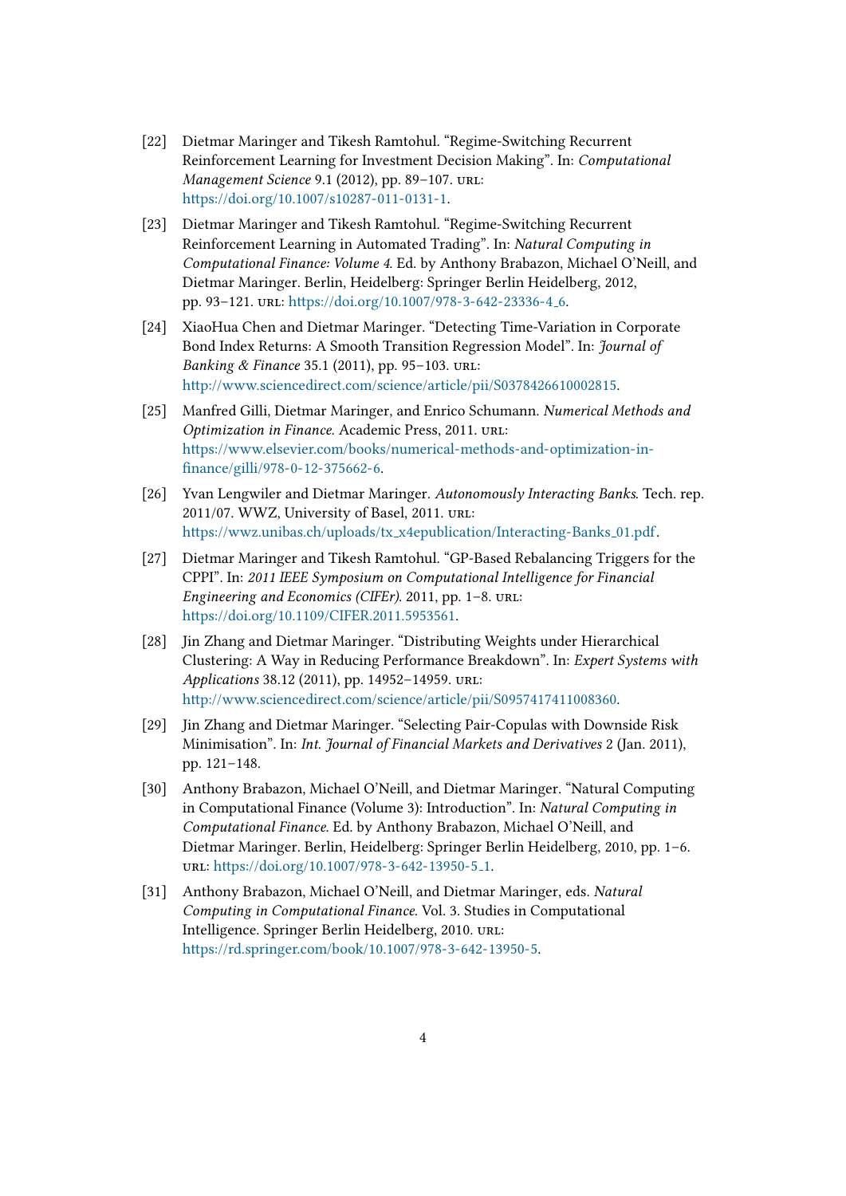[22] Dietmar Maringer and Tikesh Ramtohul. “Regime-Switching Recurrent Reinforcement Learning for Investment Decision Making”. In: *Computational Management Science* 9.1 (2012), pp. 89–107. URL: https://doi.org/10.1007/s10287-011-0131-1.

[23] Dietmar Maringer and Tikesh Ramtohul. “Regime-Switching Recurrent Reinforcement Learning in Automated Trading”. In: *Natural Computing in Computational Finance: Volume 4*. Ed. by Anthony Brabazon, Michael O’Neill, and Dietmar Maringer. Berlin, Heidelberg: Springer Berlin Heidelberg, 2012, pp. 93–121. URL: https://doi.org/10.1007/978-3-642-23336-4_6.

[24] XiaoHua Chen and Dietmar Maringer. “Detecting Time-Variation in Corporate Bond Index Returns: A Smooth Transition Regression Model”. In: *Journal of Banking & Finance* 35.1 (2011), pp. 95–103. URL: http://www.sciencedirect.com/science/article/pii/S0378426610002815.

[25] Manfred Gilli, Dietmar Maringer, and Enrico Schumann. *Numerical Methods and Optimization in Finance*. Academic Press, 2011. URL: https://www.elsevier.com/books/numerical-methods-and-optimization-in-finance/gilli/978-0-12-375662-6.

[26] Yvan Lengwiler and Dietmar Maringer. *Autonomously Interacting Banks*. Tech. rep. 2011/07. WWZ, University of Basel, 2011. URL: https://wwz.unibas.ch/uploads/tx_x4epublication/Interacting-Banks_01.pdf.

[27] Dietmar Maringer and Tikesh Ramtohul. “GP-Based Rebalancing Triggers for the CPPI”. In: *2011 IEEE Symposium on Computational Intelligence for Financial Engineering and Economics (CIFEr)*. 2011, pp. 1–8. URL: https://doi.org/10.1109/CIFER.2011.5953561.

[28] Jin Zhang and Dietmar Maringer. “Distributing Weights under Hierarchical Clustering: A Way in Reducing Performance Breakdown”. In: *Expert Systems with Applications* 38.12 (2011), pp. 14952–14959. URL: http://www.sciencedirect.com/science/article/pii/S0957417411008360.

[29] Jin Zhang and Dietmar Maringer. “Selecting Pair-Copulas with Downside Risk Minimisation”. In: *Int. Journal of Financial Markets and Derivatives* 2 (Jan. 2011), pp. 121–148.

[30] Anthony Brabazon, Michael O’Neill, and Dietmar Maringer. “Natural Computing in Computational Finance (Volume 3): Introduction”. In: *Natural Computing in Computational Finance*. Ed. by Anthony Brabazon, Michael O’Neill, and Dietmar Maringer. Berlin, Heidelberg: Springer Berlin Heidelberg, 2010, pp. 1–6. URL: https://doi.org/10.1007/978-3-642-13950-5_1.

[31] Anthony Brabazon, Michael O’Neill, and Dietmar Maringer, eds. *Natural Computing in Computational Finance*. Vol. 3. Studies in Computational Intelligence. Springer Berlin Heidelberg, 2010. URL: https://rd.springer.com/book/10.1007/978-3-642-13950-5.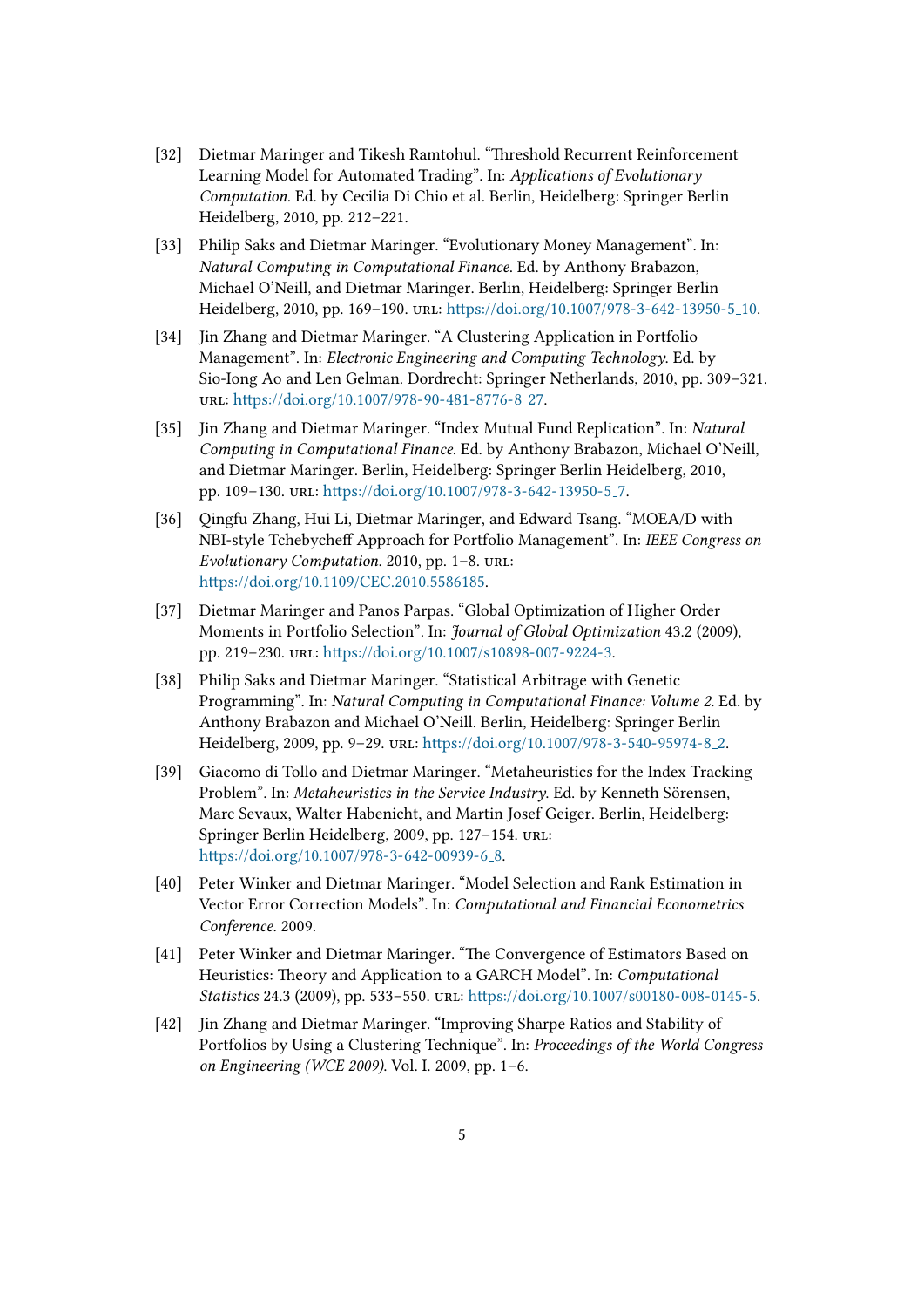[32] Dietmar Maringer and Tikesh Ramtohul. “Threshold Recurrent Reinforcement Learning Model for Automated Trading”. In: *Applications of Evolutionary Computation*. Ed. by Cecilia Di Chio et al. Berlin, Heidelberg: Springer Berlin Heidelberg, 2010, pp. 212–221.

[33] Philip Saks and Dietmar Maringer. “Evolutionary Money Management”. In: *Natural Computing in Computational Finance*. Ed. by Anthony Brabazon, Michael O’Neill, and Dietmar Maringer. Berlin, Heidelberg: Springer Berlin Heidelberg, 2010, pp. 169–190. URL: https://doi.org/10.1007/978-3-642-13950-5_10.

[34] Jin Zhang and Dietmar Maringer. “A Clustering Application in Portfolio Management”. In: *Electronic Engineering and Computing Technology*. Ed. by Sio-Iong Ao and Len Gelman. Dordrecht: Springer Netherlands, 2010, pp. 309–321. URL: https://doi.org/10.1007/978-90-481-8776-8_27.

[35] Jin Zhang and Dietmar Maringer. “Index Mutual Fund Replication”. In: *Natural Computing in Computational Finance*. Ed. by Anthony Brabazon, Michael O’Neill, and Dietmar Maringer. Berlin, Heidelberg: Springer Berlin Heidelberg, 2010, pp. 109–130. URL: https://doi.org/10.1007/978-3-642-13950-5_7.

[36] Qingfu Zhang, Hui Li, Dietmar Maringer, and Edward Tsang. “MOEA/D with NBI-style Tchebycheff Approach for Portfolio Management”. In: *IEEE Congress on Evolutionary Computation*. 2010, pp. 1–8. URL: https://doi.org/10.1109/CEC.2010.5586185.

[37] Dietmar Maringer and Panos Parpas. “Global Optimization of Higher Order Moments in Portfolio Selection”. In: *Journal of Global Optimization* 43.2 (2009), pp. 219–230. URL: https://doi.org/10.1007/s10898-007-9224-3.

[38] Philip Saks and Dietmar Maringer. “Statistical Arbitrage with Genetic Programming”. In: *Natural Computing in Computational Finance: Volume 2*. Ed. by Anthony Brabazon and Michael O’Neill. Berlin, Heidelberg: Springer Berlin Heidelberg, 2009, pp. 9–29. URL: https://doi.org/10.1007/978-3-540-95974-8_2.

[39] Giacomo di Tollo and Dietmar Maringer. “Metaheuristics for the Index Tracking Problem”. In: *Metaheuristics in the Service Industry*. Ed. by Kenneth Sörensen, Marc Sevaux, Walter Habenicht, and Martin Josef Geiger. Berlin, Heidelberg: Springer Berlin Heidelberg, 2009, pp. 127–154. URL: https://doi.org/10.1007/978-3-642-00939-6_8.

[40] Peter Winker and Dietmar Maringer. “Model Selection and Rank Estimation in Vector Error Correction Models”. In: *Computational and Financial Econometrics Conference*. 2009.

[41] Peter Winker and Dietmar Maringer. “The Convergence of Estimators Based on Heuristics: Theory and Application to a GARCH Model”. In: *Computational Statistics* 24.3 (2009), pp. 533–550. URL: https://doi.org/10.1007/s00180-008-0145-5.

[42] Jin Zhang and Dietmar Maringer. “Improving Sharpe Ratios and Stability of Portfolios by Using a Clustering Technique”. In: *Proceedings of the World Congress on Engineering (WCE 2009)*. Vol. I. 2009, pp. 1–6.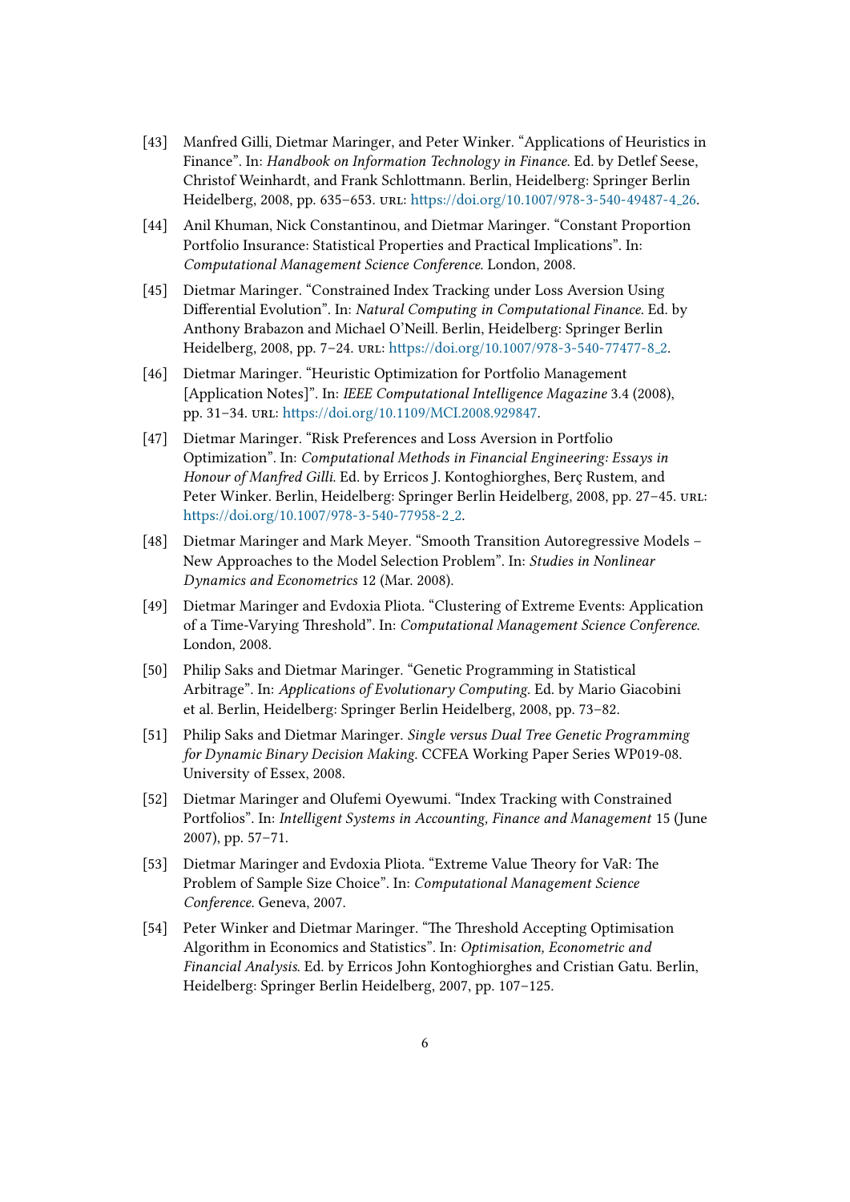[43] Manfred Gilli, Dietmar Maringer, and Peter Winker. “Applications of Heuristics in Finance”. In: *Handbook on Information Technology in Finance*. Ed. by Detlef Seese, Christof Weinhardt, and Frank Schlottmann. Berlin, Heidelberg: Springer Berlin Heidelberg, 2008, pp. 635–653. URL: https://doi.org/10.1007/978-3-540-49487-4_26.

[44] Anil Khuman, Nick Constantinou, and Dietmar Maringer. “Constant Proportion Portfolio Insurance: Statistical Properties and Practical Implications”. In: *Computational Management Science Conference*. London, 2008.

[45] Dietmar Maringer. “Constrained Index Tracking under Loss Aversion Using Differential Evolution”. In: *Natural Computing in Computational Finance*. Ed. by Anthony Brabazon and Michael O’Neill. Berlin, Heidelberg: Springer Berlin Heidelberg, 2008, pp. 7–24. URL: https://doi.org/10.1007/978-3-540-77477-8_2.

[46] Dietmar Maringer. “Heuristic Optimization for Portfolio Management [Application Notes]”. In: *IEEE Computational Intelligence Magazine* 3.4 (2008), pp. 31–34. URL: https://doi.org/10.1109/MCI.2008.929847.

[47] Dietmar Maringer. “Risk Preferences and Loss Aversion in Portfolio Optimization”. In: *Computational Methods in Financial Engineering: Essays in Honour of Manfred Gilli*. Ed. by Erricos J. Kontoghiorghes, Berç Rustem, and Peter Winker. Berlin, Heidelberg: Springer Berlin Heidelberg, 2008, pp. 27–45. URL: https://doi.org/10.1007/978-3-540-77958-2_2.

[48] Dietmar Maringer and Mark Meyer. “Smooth Transition Autoregressive Models – New Approaches to the Model Selection Problem”. In: *Studies in Nonlinear Dynamics and Econometrics* 12 (Mar. 2008).

[49] Dietmar Maringer and Evdoxia Pliota. “Clustering of Extreme Events: Application of a Time-Varying Threshold”. In: *Computational Management Science Conference*. London, 2008.

[50] Philip Saks and Dietmar Maringer. “Genetic Programming in Statistical Arbitrage”. In: *Applications of Evolutionary Computing*. Ed. by Mario Giacobini et al. Berlin, Heidelberg: Springer Berlin Heidelberg, 2008, pp. 73–82.

[51] Philip Saks and Dietmar Maringer. *Single versus Dual Tree Genetic Programming for Dynamic Binary Decision Making*. CCFEA Working Paper Series WP019-08. University of Essex, 2008.

[52] Dietmar Maringer and Olufemi Oyewumi. “Index Tracking with Constrained Portfolios”. In: *Intelligent Systems in Accounting, Finance and Management* 15 (June 2007), pp. 57–71.

[53] Dietmar Maringer and Evdoxia Pliota. “Extreme Value Theory for VaR: The Problem of Sample Size Choice”. In: *Computational Management Science Conference*. Geneva, 2007.

[54] Peter Winker and Dietmar Maringer. “The Threshold Accepting Optimisation Algorithm in Economics and Statistics”. In: *Optimisation, Econometric and Financial Analysis*. Ed. by Erricos John Kontoghiorghes and Cristian Gatu. Berlin, Heidelberg: Springer Berlin Heidelberg, 2007, pp. 107–125.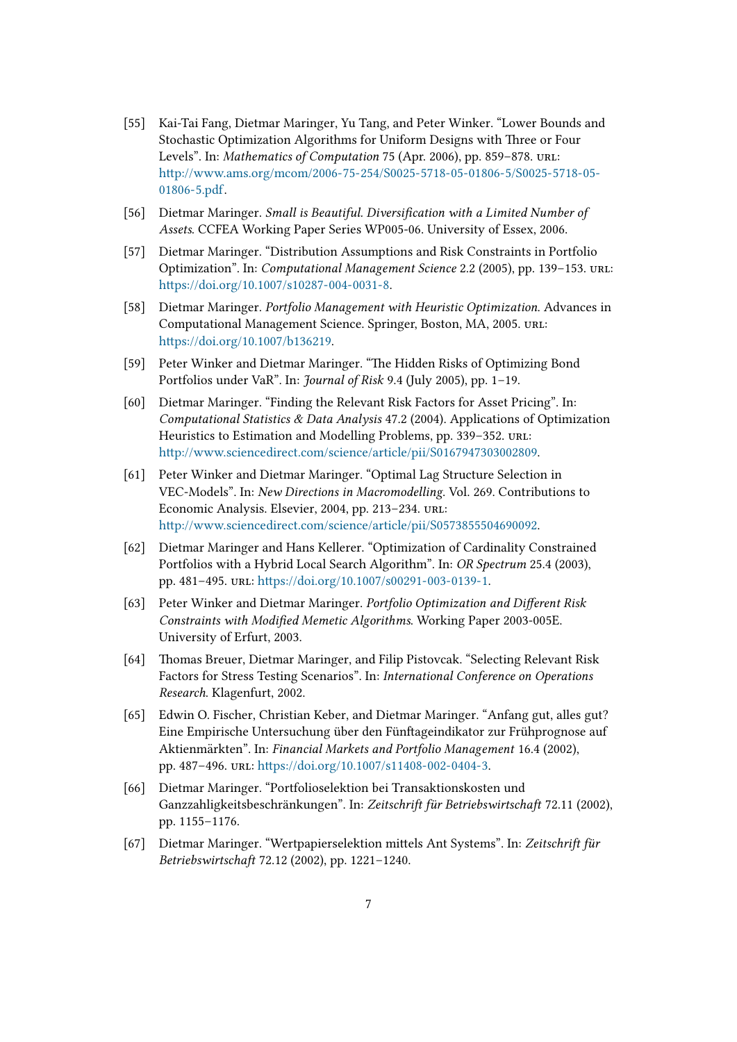[55] Kai-Tai Fang, Dietmar Maringer, Yu Tang, and Peter Winker. "Lower Bounds and Stochastic Optimization Algorithms for Uniform Designs with Three or Four Levels". In: *Mathematics of Computation* 75 (Apr. 2006), pp. 859–878. URL: http://www.ams.org/mcom/2006-75-254/S0025-5718-05-01806-5/S0025-5718-05-01806-5.pdf.

[56] Dietmar Maringer. *Small is Beautiful. Diversification with a Limited Number of Assets*. CCFEA Working Paper Series WP005-06. University of Essex, 2006.

[57] Dietmar Maringer. "Distribution Assumptions and Risk Constraints in Portfolio Optimization". In: *Computational Management Science* 2.2 (2005), pp. 139–153. URL: https://doi.org/10.1007/s10287-004-0031-8.

[58] Dietmar Maringer. *Portfolio Management with Heuristic Optimization*. Advances in Computational Management Science. Springer, Boston, MA, 2005. URL: https://doi.org/10.1007/b136219.

[59] Peter Winker and Dietmar Maringer. "The Hidden Risks of Optimizing Bond Portfolios under VaR". In: *Journal of Risk* 9.4 (July 2005), pp. 1–19.

[60] Dietmar Maringer. "Finding the Relevant Risk Factors for Asset Pricing". In: *Computational Statistics & Data Analysis* 47.2 (2004). Applications of Optimization Heuristics to Estimation and Modelling Problems, pp. 339–352. URL: http://www.sciencedirect.com/science/article/pii/S0167947303002809.

[61] Peter Winker and Dietmar Maringer. "Optimal Lag Structure Selection in VEC-Models". In: *New Directions in Macromodelling*. Vol. 269. Contributions to Economic Analysis. Elsevier, 2004, pp. 213–234. URL: http://www.sciencedirect.com/science/article/pii/S0573855504690092.

[62] Dietmar Maringer and Hans Kellerer. "Optimization of Cardinality Constrained Portfolios with a Hybrid Local Search Algorithm". In: *OR Spectrum* 25.4 (2003), pp. 481–495. URL: https://doi.org/10.1007/s00291-003-0139-1.

[63] Peter Winker and Dietmar Maringer. *Portfolio Optimization and Different Risk Constraints with Modified Memetic Algorithms*. Working Paper 2003-005E. University of Erfurt, 2003.

[64] Thomas Breuer, Dietmar Maringer, and Filip Pistovcak. "Selecting Relevant Risk Factors for Stress Testing Scenarios". In: *International Conference on Operations Research*. Klagenfurt, 2002.

[65] Edwin O. Fischer, Christian Keber, and Dietmar Maringer. "Anfang gut, alles gut? Eine Empirische Untersuchung über den Fünftageindikator zur Frühprognose auf Aktienmärkten". In: *Financial Markets and Portfolio Management* 16.4 (2002), pp. 487–496. URL: https://doi.org/10.1007/s11408-002-0404-3.

[66] Dietmar Maringer. "Portfolioselektion bei Transaktionskosten und Ganzzahligkeitsbeschränkungen". In: *Zeitschrift für Betriebswirtschaft* 72.11 (2002), pp. 1155–1176.

[67] Dietmar Maringer. "Wertpapierselektion mittels Ant Systems". In: *Zeitschrift für Betriebswirtschaft* 72.12 (2002), pp. 1221–1240.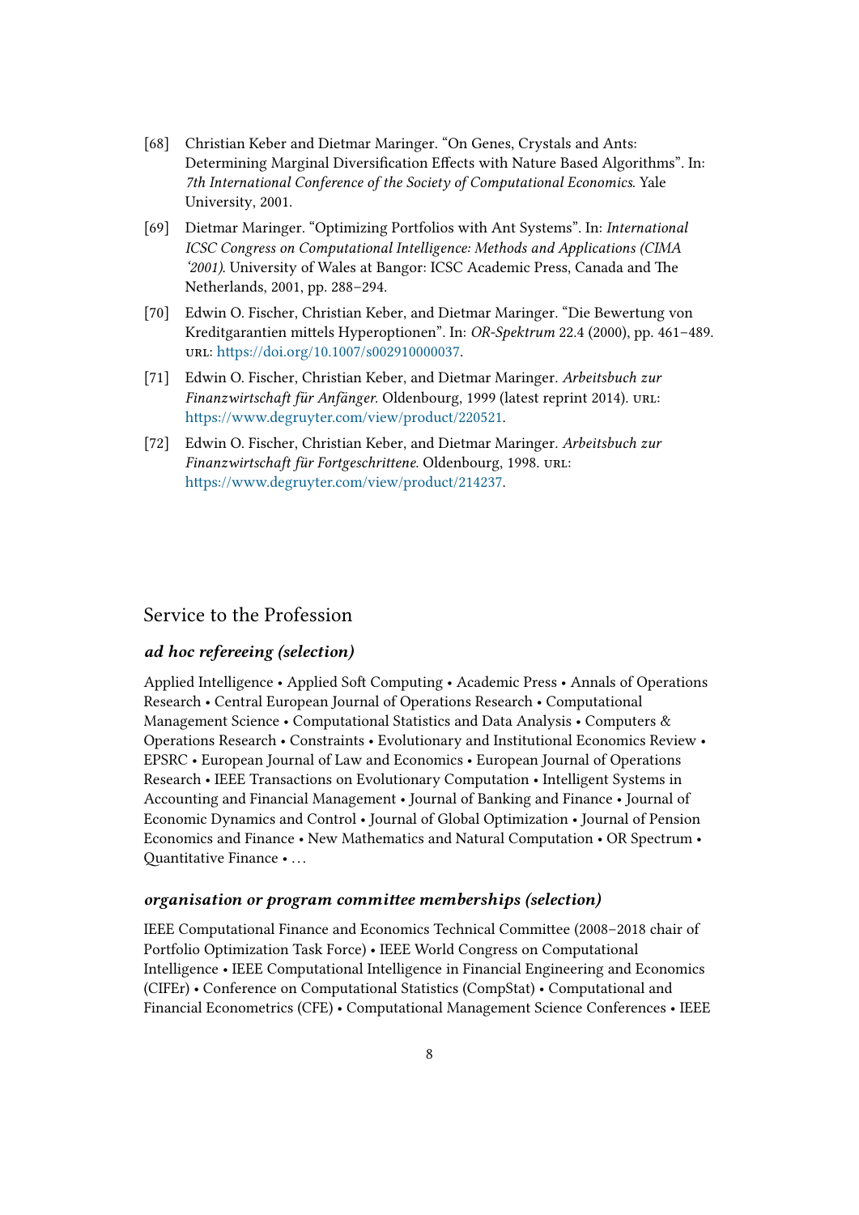[68] Christian Keber and Dietmar Maringer. "On Genes, Crystals and Ants: Determining Marginal Diversification Effects with Nature Based Algorithms". In: *7th International Conference of the Society of Computational Economics*. Yale University, 2001.

[69] Dietmar Maringer. "Optimizing Portfolios with Ant Systems". In: *International ICSC Congress on Computational Intelligence: Methods and Applications (CIMA '2001)*. University of Wales at Bangor: ICSC Academic Press, Canada and The Netherlands, 2001, pp. 288–294.

[70] Edwin O. Fischer, Christian Keber, and Dietmar Maringer. "Die Bewertung von Kreditgarantien mittels Hyperoptionen". In: *OR-Spektrum* 22.4 (2000), pp. 461–489. URL: https://doi.org/10.1007/s002910000037.

[71] Edwin O. Fischer, Christian Keber, and Dietmar Maringer. *Arbeitsbuch zur Finanzwirtschaft für Anfänger*. Oldenbourg, 1999 (latest reprint 2014). URL: https://www.degruyter.com/view/product/220521.

[72] Edwin O. Fischer, Christian Keber, and Dietmar Maringer. *Arbeitsbuch zur Finanzwirtschaft für Fortgeschrittene*. Oldenbourg, 1998. URL: https://www.degruyter.com/view/product/214237.

## Service to the Profession

### *ad hoc refereeing (selection)*

Applied Intelligence • Applied Soft Computing • Academic Press • Annals of Operations Research • Central European Journal of Operations Research • Computational Management Science • Computational Statistics and Data Analysis • Computers & Operations Research • Constraints • Evolutionary and Institutional Economics Review • EPSRC • European Journal of Law and Economics • European Journal of Operations Research • IEEE Transactions on Evolutionary Computation • Intelligent Systems in Accounting and Financial Management • Journal of Banking and Finance • Journal of Economic Dynamics and Control • Journal of Global Optimization • Journal of Pension Economics and Finance • New Mathematics and Natural Computation • OR Spectrum • Quantitative Finance • ...

### *organisation or program committee memberships (selection)*

IEEE Computational Finance and Economics Technical Committee (2008–2018 chair of Portfolio Optimization Task Force) • IEEE World Congress on Computational Intelligence • IEEE Computational Intelligence in Financial Engineering and Economics (CIFEr) • Conference on Computational Statistics (CompStat) • Computational and Financial Econometrics (CFE) • Computational Management Science Conferences • IEEE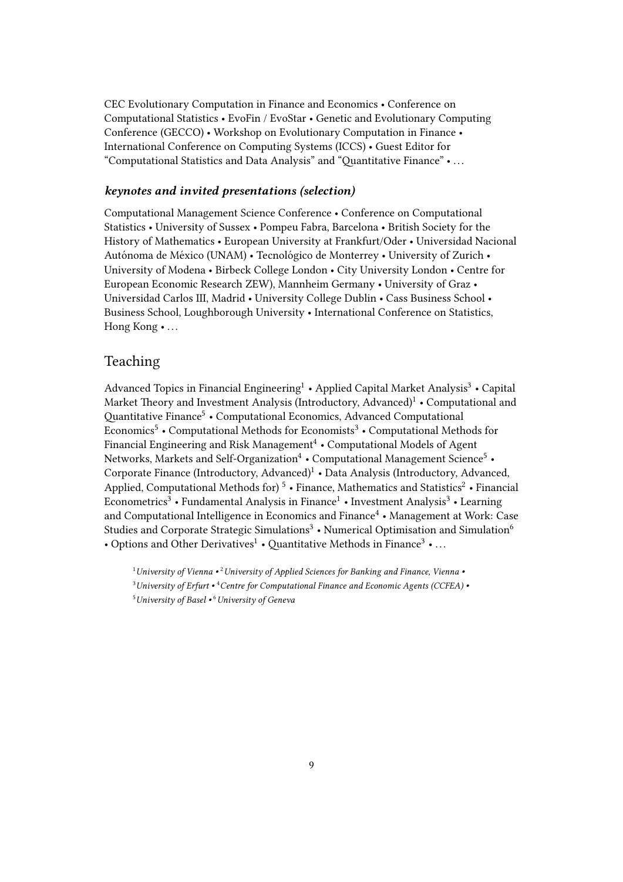CEC Evolutionary Computation in Finance and Economics • Conference on Computational Statistics • EvoFin / EvoStar • Genetic and Evolutionary Computing Conference (GECCO) • Workshop on Evolutionary Computation in Finance • International Conference on Computing Systems (ICCS) • Guest Editor for "Computational Statistics and Data Analysis" and "Quantitative Finance" • …

### *keynotes and invited presentations (selection)*

Computational Management Science Conference • Conference on Computational Statistics • University of Sussex • Pompeu Fabra, Barcelona • British Society for the History of Mathematics • European University at Frankfurt/Oder • Universidad Nacional Autónoma de México (UNAM) • Tecnológico de Monterrey • University of Zurich • University of Modena • Birbeck College London • City University London • Centre for European Economic Research ZEW), Mannheim Germany • University of Graz • Universidad Carlos III, Madrid • University College Dublin • Cass Business School • Business School, Loughborough University • International Conference on Statistics, Hong Kong • …

## Teaching

Advanced Topics in Financial Engineering[1] • Applied Capital Market Analysis[3] • Capital Market Theory and Investment Analysis (Introductory, Advanced)[1] • Computational and Quantitative Finance[5] • Computational Economics, Advanced Computational Economics[5] • Computational Methods for Economists[3] • Computational Methods for Financial Engineering and Risk Management[4] • Computational Models of Agent Networks, Markets and Self-Organization[4] • Computational Management Science[5] • Corporate Finance (Introductory, Advanced)[1] • Data Analysis (Introductory, Advanced, Applied, Computational Methods for) [5] • Finance, Mathematics and Statistics[2] • Financial Econometrics[3] • Fundamental Analysis in Finance[1] • Investment Analysis[3] • Learning and Computational Intelligence in Economics and Finance[4] • Management at Work: Case Studies and Corporate Strategic Simulations[3] • Numerical Optimisation and Simulation[6] • Options and Other Derivatives[1] • Quantitative Methods in Finance[3] • …

[1]*University of Vienna* • [2]*University of Applied Sciences for Banking and Finance, Vienna* •
[3]*University of Erfurt* • [4]*Centre for Computational Finance and Economic Agents (CCFEA)* •
[5]*University of Basel* • [6]*University of Geneva*